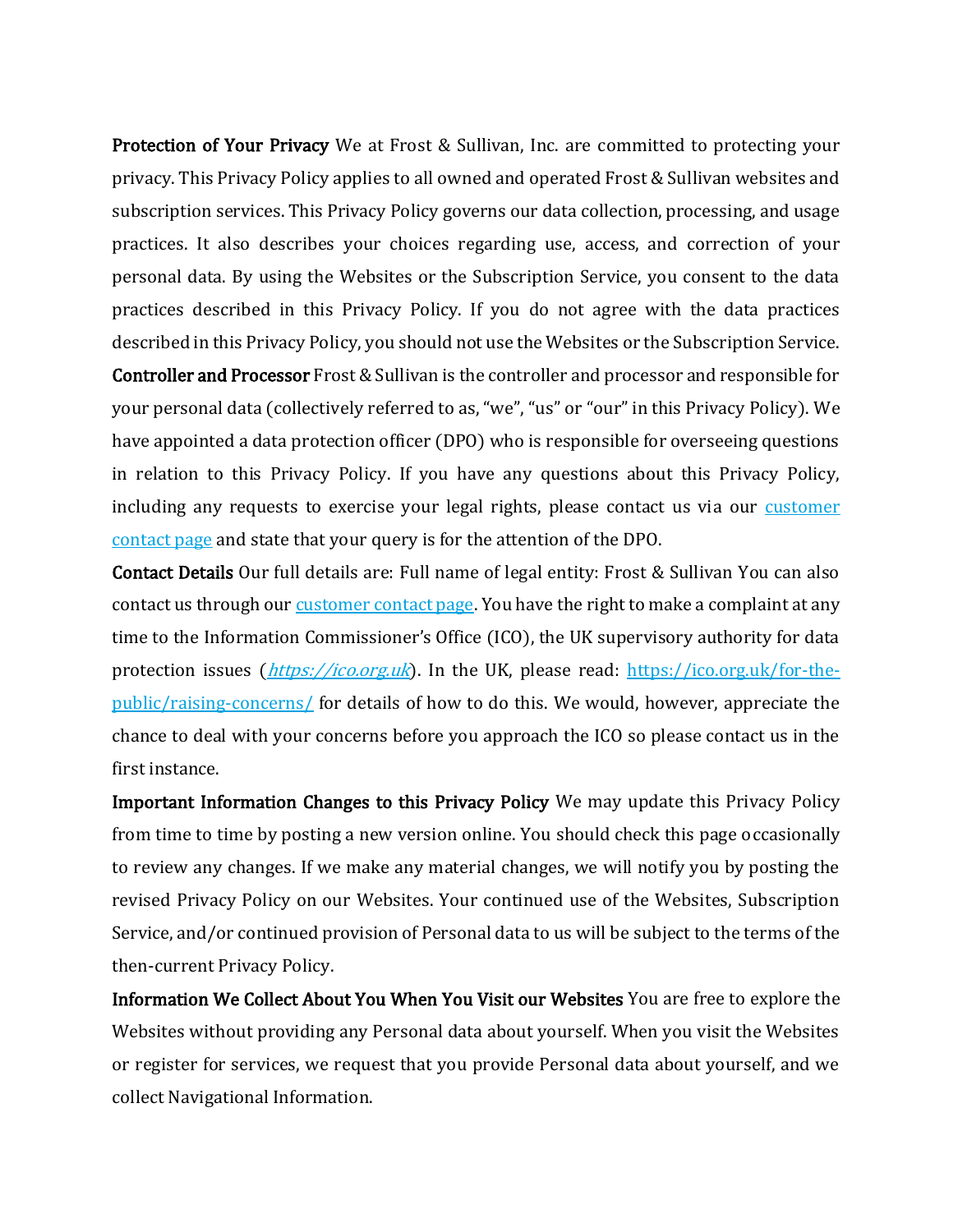**Protection of Your Privacy** We at Frost & Sullivan, Inc. are committed to protecting your privacy. This Privacy Policy applies to all owned and operated Frost & Sullivan websites and subscription services. This Privacy Policy governs our data collection, processing, and usage practices. It also describes your choices regarding use, access, and correction of your personal data. By using the Websites or the Subscription Service, you consent to the data practices described in this Privacy Policy. If you do not agree with the data practices described in this Privacy Policy, you should not use the Websites or the Subscription Service.

**Controller and Processor** Frost & Sullivan is the controller and processor and responsible for your personal data (collectively referred to as, "we", "us" or "our" in this Privacy Policy). We have appointed a data protection officer (DPO) who is responsible for overseeing questions in relation to this Privacy Policy. If you have any questions about this Privacy Policy, including any requests to exercise your legal rights, please contact us via our [customer contact page] and state that your query is for the attention of the DPO.

**Contact Details** Our full details are: Full name of legal entity: Frost & Sullivan You can also contact us through our [customer contact page]. You have the right to make a complaint at any time to the Information Commissioner's Office (ICO), the UK supervisory authority for data protection issues (*https://ico.org.uk*). In the UK, please read: https://ico.org.uk/for-the-public/raising-concerns/ for details of how to do this. We would, however, appreciate the chance to deal with your concerns before you approach the ICO so please contact us in the first instance.

**Important Information Changes to this Privacy Policy** We may update this Privacy Policy from time to time by posting a new version online. You should check this page occasionally to review any changes. If we make any material changes, we will notify you by posting the revised Privacy Policy on our Websites. Your continued use of the Websites, Subscription Service, and/or continued provision of Personal data to us will be subject to the terms of the then-current Privacy Policy.

**Information We Collect About You When You Visit our Websites** You are free to explore the Websites without providing any Personal data about yourself. When you visit the Websites or register for services, we request that you provide Personal data about yourself, and we collect Navigational Information.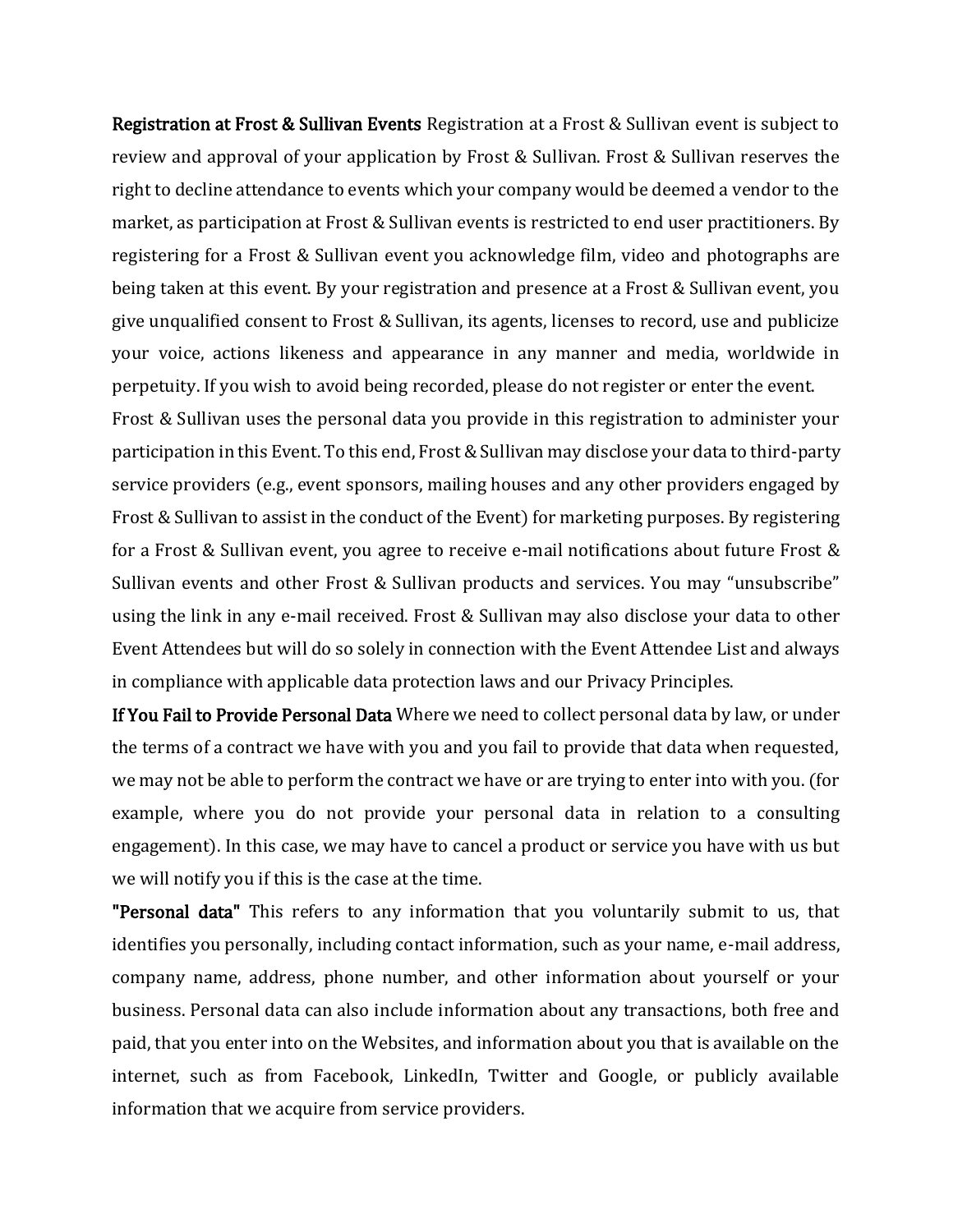**Registration at Frost & Sullivan Events** Registration at a Frost & Sullivan event is subject to review and approval of your application by Frost & Sullivan. Frost & Sullivan reserves the right to decline attendance to events which your company would be deemed a vendor to the market, as participation at Frost & Sullivan events is restricted to end user practitioners. By registering for a Frost & Sullivan event you acknowledge film, video and photographs are being taken at this event. By your registration and presence at a Frost & Sullivan event, you give unqualified consent to Frost & Sullivan, its agents, licenses to record, use and publicize your voice, actions likeness and appearance in any manner and media, worldwide in perpetuity. If you wish to avoid being recorded, please do not register or enter the event.

Frost & Sullivan uses the personal data you provide in this registration to administer your participation in this Event. To this end, Frost & Sullivan may disclose your data to third-party service providers (e.g., event sponsors, mailing houses and any other providers engaged by Frost & Sullivan to assist in the conduct of the Event) for marketing purposes. By registering for a Frost & Sullivan event, you agree to receive e-mail notifications about future Frost & Sullivan events and other Frost & Sullivan products and services. You may "unsubscribe" using the link in any e-mail received. Frost & Sullivan may also disclose your data to other Event Attendees but will do so solely in connection with the Event Attendee List and always in compliance with applicable data protection laws and our Privacy Principles.

**If You Fail to Provide Personal Data** Where we need to collect personal data by law, or under the terms of a contract we have with you and you fail to provide that data when requested, we may not be able to perform the contract we have or are trying to enter into with you. (for example, where you do not provide your personal data in relation to a consulting engagement). In this case, we may have to cancel a product or service you have with us but we will notify you if this is the case at the time.

**"Personal data"** This refers to any information that you voluntarily submit to us, that identifies you personally, including contact information, such as your name, e-mail address, company name, address, phone number, and other information about yourself or your business. Personal data can also include information about any transactions, both free and paid, that you enter into on the Websites, and information about you that is available on the internet, such as from Facebook, LinkedIn, Twitter and Google, or publicly available information that we acquire from service providers.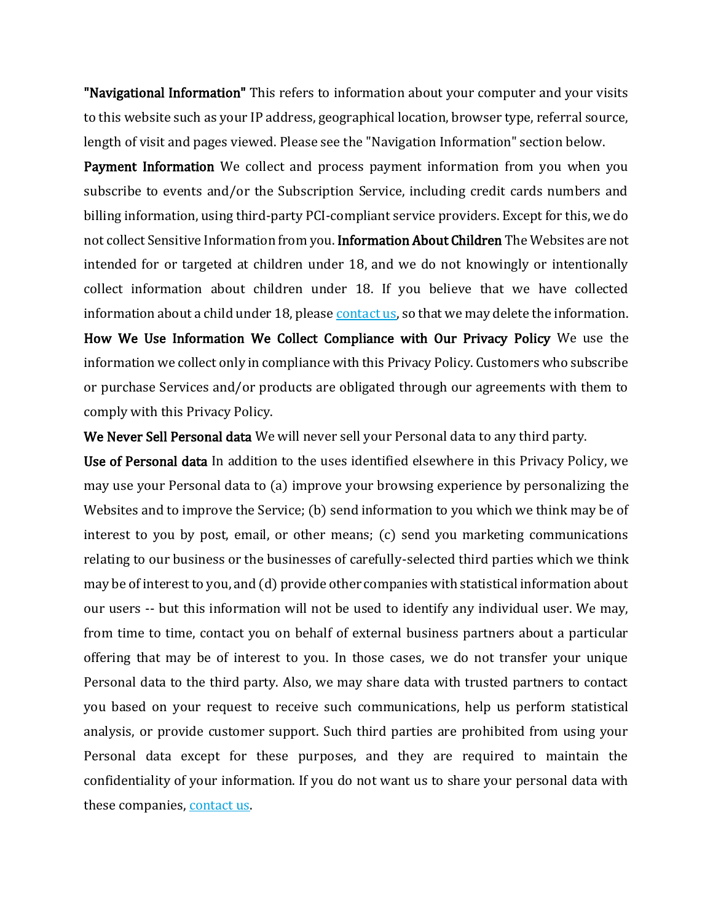**"Navigational Information"** This refers to information about your computer and your visits to this website such as your IP address, geographical location, browser type, referral source, length of visit and pages viewed. Please see the "Navigation Information" section below.

**Payment Information** We collect and process payment information from you when you subscribe to events and/or the Subscription Service, including credit cards numbers and billing information, using third-party PCI-compliant service providers. Except for this, we do not collect Sensitive Information from you. **Information About Children** The Websites are not intended for or targeted at children under 18, and we do not knowingly or intentionally collect information about children under 18. If you believe that we have collected information about a child under 18, please contact us, so that we may delete the information.

**How We Use Information We Collect Compliance with Our Privacy Policy** We use the information we collect only in compliance with this Privacy Policy. Customers who subscribe or purchase Services and/or products are obligated through our agreements with them to comply with this Privacy Policy.

**We Never Sell Personal data** We will never sell your Personal data to any third party.

**Use of Personal data** In addition to the uses identified elsewhere in this Privacy Policy, we may use your Personal data to (a) improve your browsing experience by personalizing the Websites and to improve the Service; (b) send information to you which we think may be of interest to you by post, email, or other means; (c) send you marketing communications relating to our business or the businesses of carefully-selected third parties which we think may be of interest to you, and (d) provide other companies with statistical information about our users -- but this information will not be used to identify any individual user. We may, from time to time, contact you on behalf of external business partners about a particular offering that may be of interest to you. In those cases, we do not transfer your unique Personal data to the third party. Also, we may share data with trusted partners to contact you based on your request to receive such communications, help us perform statistical analysis, or provide customer support. Such third parties are prohibited from using your Personal data except for these purposes, and they are required to maintain the confidentiality of your information. If you do not want us to share your personal data with these companies, contact us.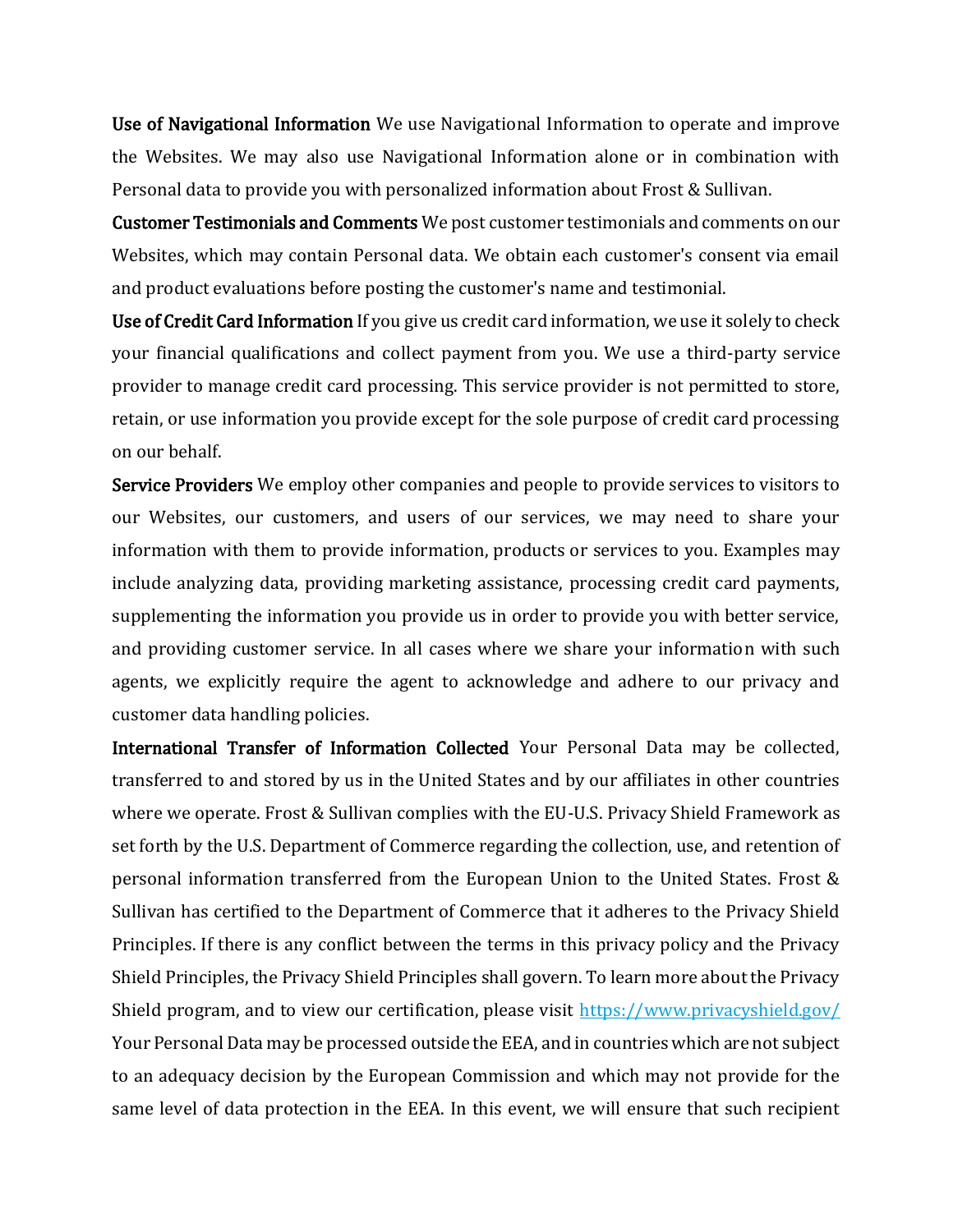**Use of Navigational Information** We use Navigational Information to operate and improve the Websites. We may also use Navigational Information alone or in combination with Personal data to provide you with personalized information about Frost & Sullivan.

**Customer Testimonials and Comments** We post customer testimonials and comments on our Websites, which may contain Personal data. We obtain each customer's consent via email and product evaluations before posting the customer's name and testimonial.

**Use of Credit Card Information** If you give us credit card information, we use it solely to check your financial qualifications and collect payment from you. We use a third-party service provider to manage credit card processing. This service provider is not permitted to store, retain, or use information you provide except for the sole purpose of credit card processing on our behalf.

**Service Providers** We employ other companies and people to provide services to visitors to our Websites, our customers, and users of our services, we may need to share your information with them to provide information, products or services to you. Examples may include analyzing data, providing marketing assistance, processing credit card payments, supplementing the information you provide us in order to provide you with better service, and providing customer service. In all cases where we share your information with such agents, we explicitly require the agent to acknowledge and adhere to our privacy and customer data handling policies.

**International Transfer of Information Collected** Your Personal Data may be collected, transferred to and stored by us in the United States and by our affiliates in other countries where we operate. Frost & Sullivan complies with the EU-U.S. Privacy Shield Framework as set forth by the U.S. Department of Commerce regarding the collection, use, and retention of personal information transferred from the European Union to the United States. Frost & Sullivan has certified to the Department of Commerce that it adheres to the Privacy Shield Principles. If there is any conflict between the terms in this privacy policy and the Privacy Shield Principles, the Privacy Shield Principles shall govern. To learn more about the Privacy Shield program, and to view our certification, please visit https://www.privacyshield.gov/ Your Personal Data may be processed outside the EEA, and in countries which are not subject to an adequacy decision by the European Commission and which may not provide for the same level of data protection in the EEA. In this event, we will ensure that such recipient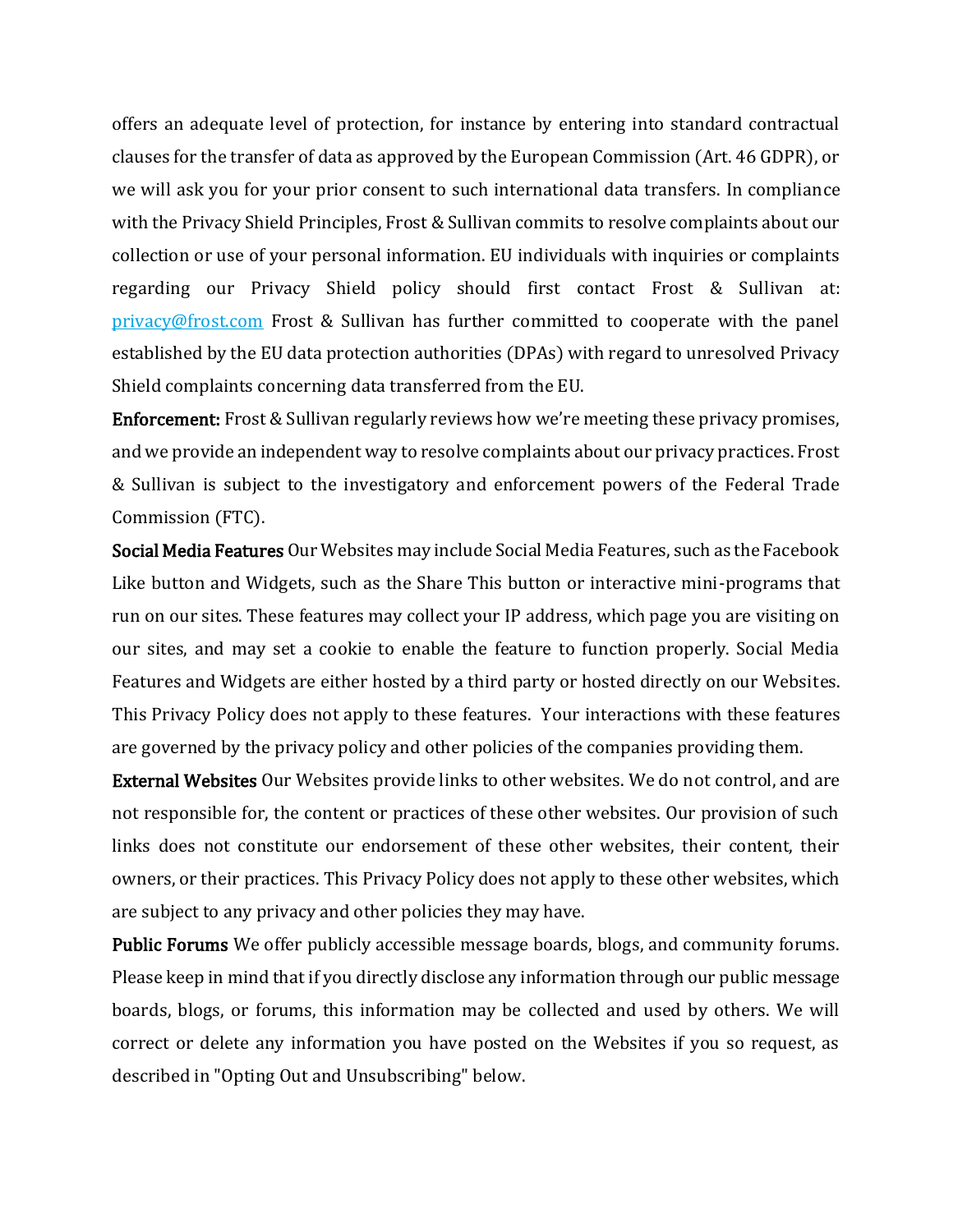offers an adequate level of protection, for instance by entering into standard contractual clauses for the transfer of data as approved by the European Commission (Art. 46 GDPR), or we will ask you for your prior consent to such international data transfers. In compliance with the Privacy Shield Principles, Frost & Sullivan commits to resolve complaints about our collection or use of your personal information. EU individuals with inquiries or complaints regarding our Privacy Shield policy should first contact Frost & Sullivan at: [privacy@frost.com](mailto:privacy@frost.com) Frost & Sullivan has further committed to cooperate with the panel established by the EU data protection authorities (DPAs) with regard to unresolved Privacy Shield complaints concerning data transferred from the EU.

**Enforcement:** Frost & Sullivan regularly reviews how we're meeting these privacy promises, and we provide an independent way to resolve complaints about our privacy practices. Frost & Sullivan is subject to the investigatory and enforcement powers of the Federal Trade Commission (FTC).

**Social Media Features** Our Websites may include Social Media Features, such as the Facebook Like button and Widgets, such as the Share This button or interactive mini-programs that run on our sites. These features may collect your IP address, which page you are visiting on our sites, and may set a cookie to enable the feature to function properly. Social Media Features and Widgets are either hosted by a third party or hosted directly on our Websites. This Privacy Policy does not apply to these features. Your interactions with these features are governed by the privacy policy and other policies of the companies providing them.

**External Websites** Our Websites provide links to other websites. We do not control, and are not responsible for, the content or practices of these other websites. Our provision of such links does not constitute our endorsement of these other websites, their content, their owners, or their practices. This Privacy Policy does not apply to these other websites, which are subject to any privacy and other policies they may have.

**Public Forums** We offer publicly accessible message boards, blogs, and community forums. Please keep in mind that if you directly disclose any information through our public message boards, blogs, or forums, this information may be collected and used by others. We will correct or delete any information you have posted on the Websites if you so request, as described in "Opting Out and Unsubscribing" below.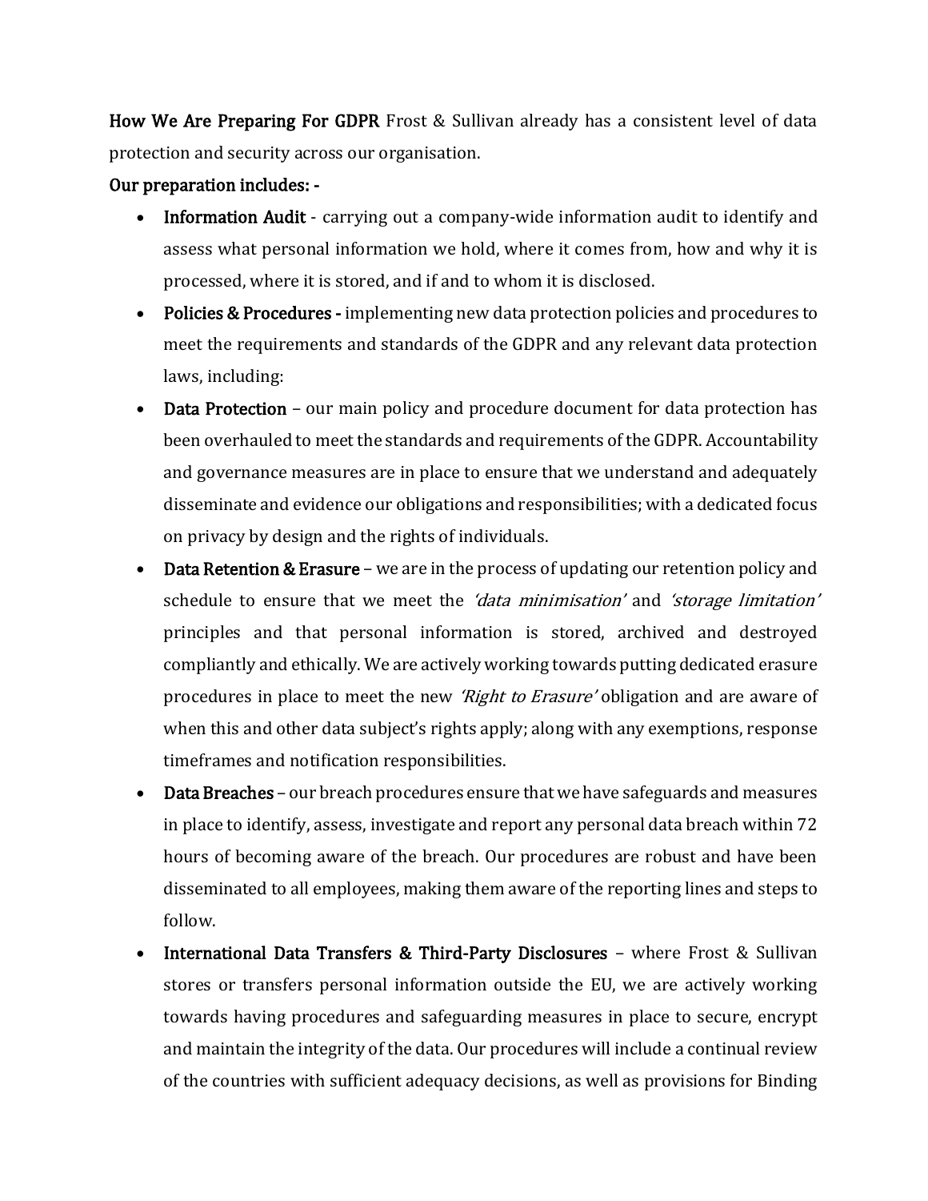**How We Are Preparing For GDPR** Frost & Sullivan already has a consistent level of data protection and security across our organisation.

**Our preparation includes: -**

- **Information Audit** - carrying out a company-wide information audit to identify and assess what personal information we hold, where it comes from, how and why it is processed, where it is stored, and if and to whom it is disclosed.
- **Policies & Procedures -** implementing new data protection policies and procedures to meet the requirements and standards of the GDPR and any relevant data protection laws, including:
- **Data Protection** – our main policy and procedure document for data protection has been overhauled to meet the standards and requirements of the GDPR. Accountability and governance measures are in place to ensure that we understand and adequately disseminate and evidence our obligations and responsibilities; with a dedicated focus on privacy by design and the rights of individuals.
- **Data Retention & Erasure** – we are in the process of updating our retention policy and schedule to ensure that we meet the *'data minimisation'* and *'storage limitation'* principles and that personal information is stored, archived and destroyed compliantly and ethically. We are actively working towards putting dedicated erasure procedures in place to meet the new *'Right to Erasure'* obligation and are aware of when this and other data subject's rights apply; along with any exemptions, response timeframes and notification responsibilities.
- **Data Breaches** – our breach procedures ensure that we have safeguards and measures in place to identify, assess, investigate and report any personal data breach within 72 hours of becoming aware of the breach. Our procedures are robust and have been disseminated to all employees, making them aware of the reporting lines and steps to follow.
- **International Data Transfers & Third-Party Disclosures** – where Frost & Sullivan stores or transfers personal information outside the EU, we are actively working towards having procedures and safeguarding measures in place to secure, encrypt and maintain the integrity of the data. Our procedures will include a continual review of the countries with sufficient adequacy decisions, as well as provisions for Binding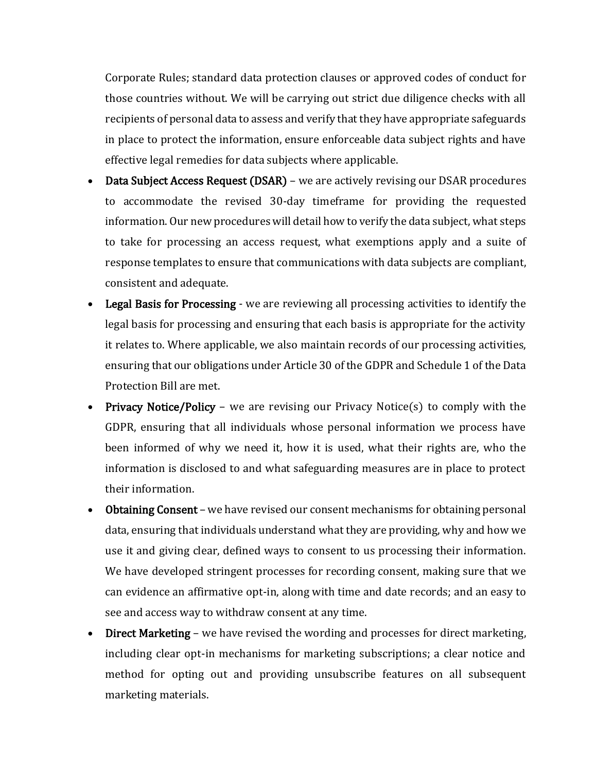Corporate Rules; standard data protection clauses or approved codes of conduct for those countries without. We will be carrying out strict due diligence checks with all recipients of personal data to assess and verify that they have appropriate safeguards in place to protect the information, ensure enforceable data subject rights and have effective legal remedies for data subjects where applicable.

- **Data Subject Access Request (DSAR)** – we are actively revising our DSAR procedures to accommodate the revised 30-day timeframe for providing the requested information. Our new procedures will detail how to verify the data subject, what steps to take for processing an access request, what exemptions apply and a suite of response templates to ensure that communications with data subjects are compliant, consistent and adequate.
- **Legal Basis for Processing** - we are reviewing all processing activities to identify the legal basis for processing and ensuring that each basis is appropriate for the activity it relates to. Where applicable, we also maintain records of our processing activities, ensuring that our obligations under Article 30 of the GDPR and Schedule 1 of the Data Protection Bill are met.
- **Privacy Notice/Policy** – we are revising our Privacy Notice(s) to comply with the GDPR, ensuring that all individuals whose personal information we process have been informed of why we need it, how it is used, what their rights are, who the information is disclosed to and what safeguarding measures are in place to protect their information.
- **Obtaining Consent** – we have revised our consent mechanisms for obtaining personal data, ensuring that individuals understand what they are providing, why and how we use it and giving clear, defined ways to consent to us processing their information. We have developed stringent processes for recording consent, making sure that we can evidence an affirmative opt-in, along with time and date records; and an easy to see and access way to withdraw consent at any time.
- **Direct Marketing** – we have revised the wording and processes for direct marketing, including clear opt-in mechanisms for marketing subscriptions; a clear notice and method for opting out and providing unsubscribe features on all subsequent marketing materials.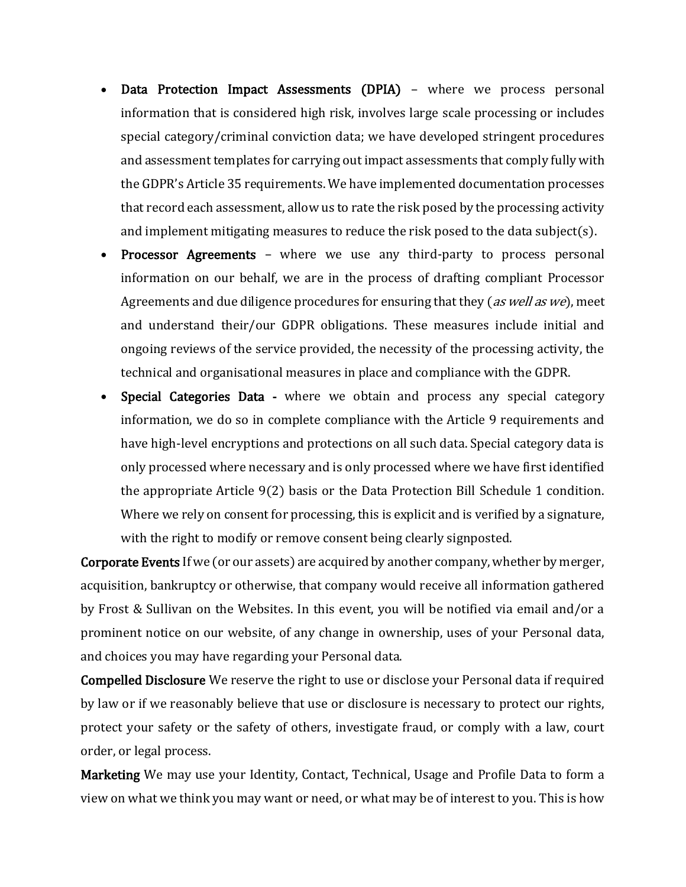- **Data Protection Impact Assessments (DPIA)** – where we process personal information that is considered high risk, involves large scale processing or includes special category/criminal conviction data; we have developed stringent procedures and assessment templates for carrying out impact assessments that comply fully with the GDPR's Article 35 requirements. We have implemented documentation processes that record each assessment, allow us to rate the risk posed by the processing activity and implement mitigating measures to reduce the risk posed to the data subject(s).
- **Processor Agreements** – where we use any third-party to process personal information on our behalf, we are in the process of drafting compliant Processor Agreements and due diligence procedures for ensuring that they (*as well as we*), meet and understand their/our GDPR obligations. These measures include initial and ongoing reviews of the service provided, the necessity of the processing activity, the technical and organisational measures in place and compliance with the GDPR.
- **Special Categories Data -** where we obtain and process any special category information, we do so in complete compliance with the Article 9 requirements and have high-level encryptions and protections on all such data. Special category data is only processed where necessary and is only processed where we have first identified the appropriate Article 9(2) basis or the Data Protection Bill Schedule 1 condition. Where we rely on consent for processing, this is explicit and is verified by a signature, with the right to modify or remove consent being clearly signposted.

**Corporate Events** If we (or our assets) are acquired by another company, whether by merger, acquisition, bankruptcy or otherwise, that company would receive all information gathered by Frost & Sullivan on the Websites. In this event, you will be notified via email and/or a prominent notice on our website, of any change in ownership, uses of your Personal data, and choices you may have regarding your Personal data.

**Compelled Disclosure** We reserve the right to use or disclose your Personal data if required by law or if we reasonably believe that use or disclosure is necessary to protect our rights, protect your safety or the safety of others, investigate fraud, or comply with a law, court order, or legal process.

**Marketing** We may use your Identity, Contact, Technical, Usage and Profile Data to form a view on what we think you may want or need, or what may be of interest to you. This is how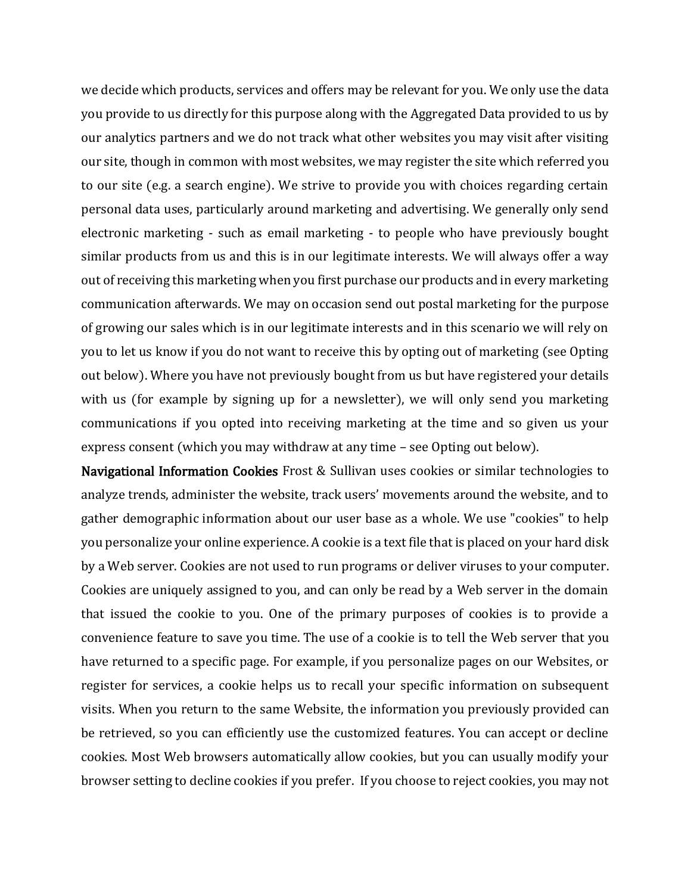we decide which products, services and offers may be relevant for you. We only use the data you provide to us directly for this purpose along with the Aggregated Data provided to us by our analytics partners and we do not track what other websites you may visit after visiting our site, though in common with most websites, we may register the site which referred you to our site (e.g. a search engine). We strive to provide you with choices regarding certain personal data uses, particularly around marketing and advertising. We generally only send electronic marketing - such as email marketing - to people who have previously bought similar products from us and this is in our legitimate interests. We will always offer a way out of receiving this marketing when you first purchase our products and in every marketing communication afterwards. We may on occasion send out postal marketing for the purpose of growing our sales which is in our legitimate interests and in this scenario we will rely on you to let us know if you do not want to receive this by opting out of marketing (see Opting out below). Where you have not previously bought from us but have registered your details with us (for example by signing up for a newsletter), we will only send you marketing communications if you opted into receiving marketing at the time and so given us your express consent (which you may withdraw at any time – see Opting out below).

**Navigational Information Cookies** Frost & Sullivan uses cookies or similar technologies to analyze trends, administer the website, track users' movements around the website, and to gather demographic information about our user base as a whole. We use "cookies" to help you personalize your online experience. A cookie is a text file that is placed on your hard disk by a Web server. Cookies are not used to run programs or deliver viruses to your computer. Cookies are uniquely assigned to you, and can only be read by a Web server in the domain that issued the cookie to you. One of the primary purposes of cookies is to provide a convenience feature to save you time. The use of a cookie is to tell the Web server that you have returned to a specific page. For example, if you personalize pages on our Websites, or register for services, a cookie helps us to recall your specific information on subsequent visits. When you return to the same Website, the information you previously provided can be retrieved, so you can efficiently use the customized features. You can accept or decline cookies. Most Web browsers automatically allow cookies, but you can usually modify your browser setting to decline cookies if you prefer. If you choose to reject cookies, you may not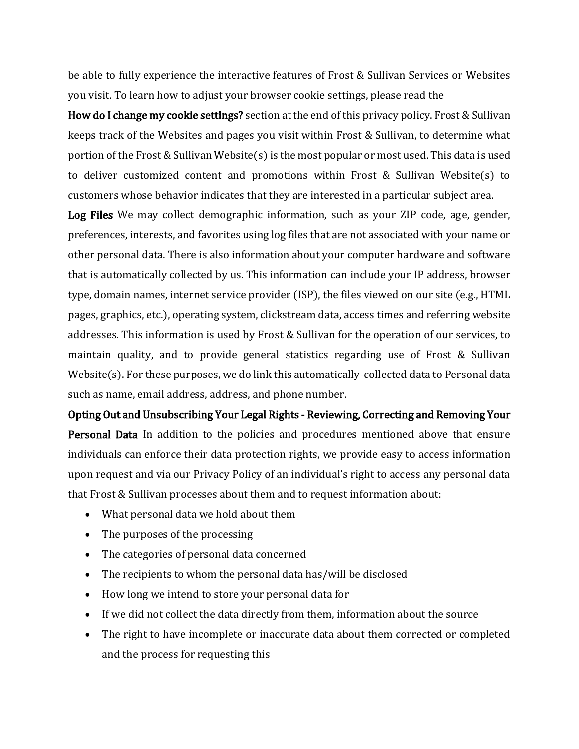be able to fully experience the interactive features of Frost & Sullivan Services or Websites you visit. To learn how to adjust your browser cookie settings, please read the

**How do I change my cookie settings?** section at the end of this privacy policy. Frost & Sullivan keeps track of the Websites and pages you visit within Frost & Sullivan, to determine what portion of the Frost & Sullivan Website(s) is the most popular or most used. This data is used to deliver customized content and promotions within Frost & Sullivan Website(s) to customers whose behavior indicates that they are interested in a particular subject area.

**Log Files** We may collect demographic information, such as your ZIP code, age, gender, preferences, interests, and favorites using log files that are not associated with your name or other personal data. There is also information about your computer hardware and software that is automatically collected by us. This information can include your IP address, browser type, domain names, internet service provider (ISP), the files viewed on our site (e.g., HTML pages, graphics, etc.), operating system, clickstream data, access times and referring website addresses. This information is used by Frost & Sullivan for the operation of our services, to maintain quality, and to provide general statistics regarding use of Frost & Sullivan Website(s). For these purposes, we do link this automatically-collected data to Personal data such as name, email address, address, and phone number.

**Opting Out and Unsubscribing Your Legal Rights - Reviewing, Correcting and Removing Your Personal Data** In addition to the policies and procedures mentioned above that ensure individuals can enforce their data protection rights, we provide easy to access information upon request and via our Privacy Policy of an individual's right to access any personal data that Frost & Sullivan processes about them and to request information about:

- What personal data we hold about them
- The purposes of the processing
- The categories of personal data concerned
- The recipients to whom the personal data has/will be disclosed
- How long we intend to store your personal data for
- If we did not collect the data directly from them, information about the source
- The right to have incomplete or inaccurate data about them corrected or completed and the process for requesting this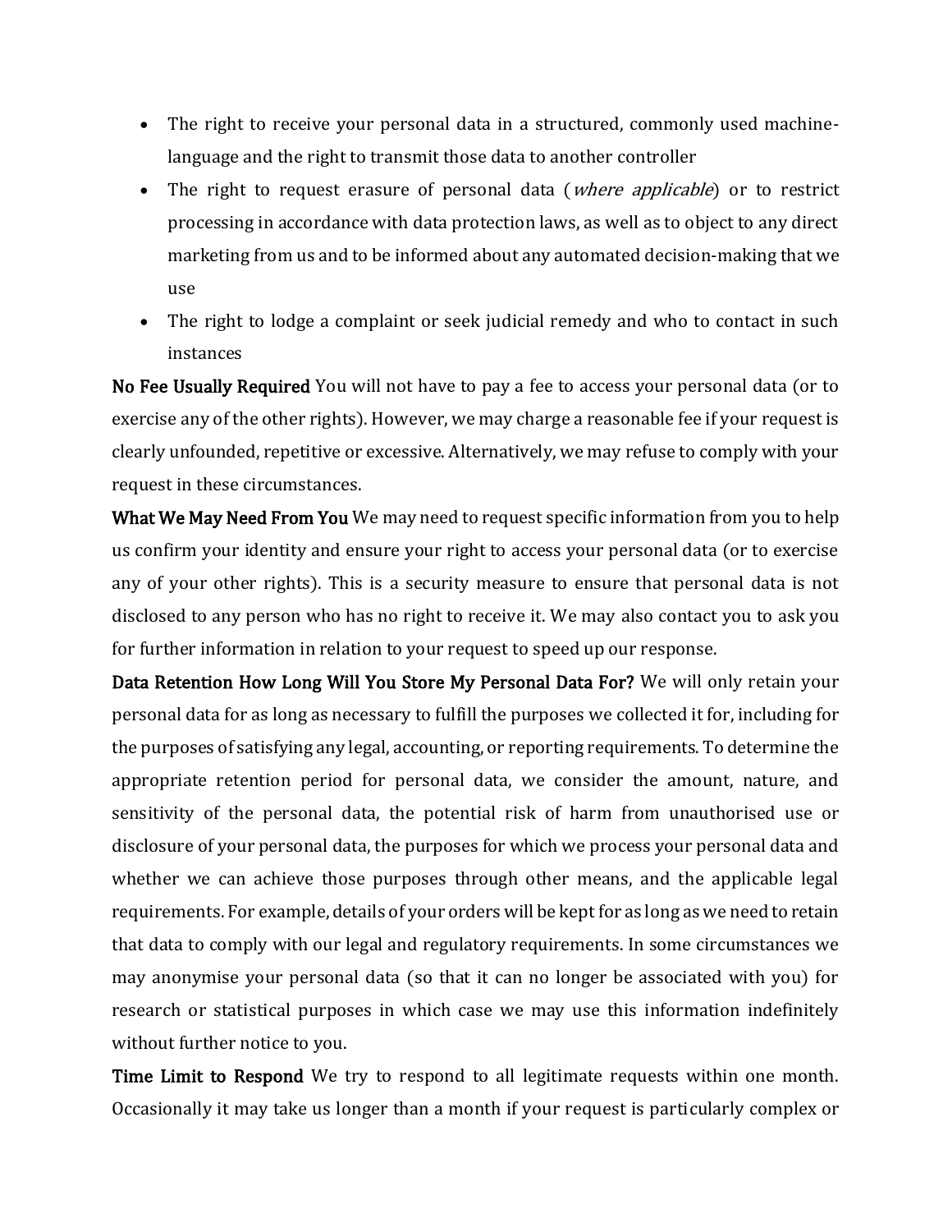- The right to receive your personal data in a structured, commonly used machine-language and the right to transmit those data to another controller
- The right to request erasure of personal data (*where applicable*) or to restrict processing in accordance with data protection laws, as well as to object to any direct marketing from us and to be informed about any automated decision-making that we use
- The right to lodge a complaint or seek judicial remedy and who to contact in such instances

**No Fee Usually Required** You will not have to pay a fee to access your personal data (or to exercise any of the other rights). However, we may charge a reasonable fee if your request is clearly unfounded, repetitive or excessive. Alternatively, we may refuse to comply with your request in these circumstances.

**What We May Need From You** We may need to request specific information from you to help us confirm your identity and ensure your right to access your personal data (or to exercise any of your other rights). This is a security measure to ensure that personal data is not disclosed to any person who has no right to receive it. We may also contact you to ask you for further information in relation to your request to speed up our response.

**Data Retention How Long Will You Store My Personal Data For?** We will only retain your personal data for as long as necessary to fulfill the purposes we collected it for, including for the purposes of satisfying any legal, accounting, or reporting requirements. To determine the appropriate retention period for personal data, we consider the amount, nature, and sensitivity of the personal data, the potential risk of harm from unauthorised use or disclosure of your personal data, the purposes for which we process your personal data and whether we can achieve those purposes through other means, and the applicable legal requirements. For example, details of your orders will be kept for as long as we need to retain that data to comply with our legal and regulatory requirements. In some circumstances we may anonymise your personal data (so that it can no longer be associated with you) for research or statistical purposes in which case we may use this information indefinitely without further notice to you.

**Time Limit to Respond** We try to respond to all legitimate requests within one month. Occasionally it may take us longer than a month if your request is particularly complex or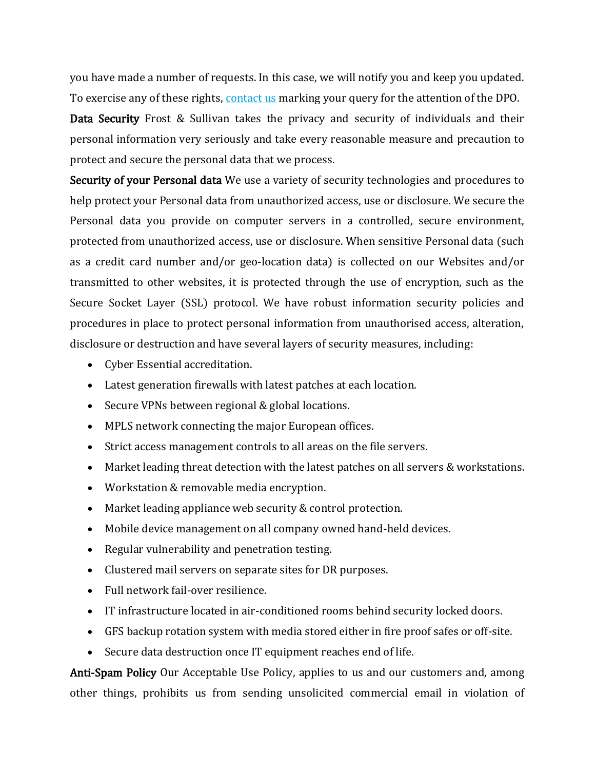you have made a number of requests. In this case, we will notify you and keep you updated. To exercise any of these rights, [contact us] marking your query for the attention of the DPO.

**Data Security** Frost & Sullivan takes the privacy and security of individuals and their personal information very seriously and take every reasonable measure and precaution to protect and secure the personal data that we process.

**Security of your Personal data** We use a variety of security technologies and procedures to help protect your Personal data from unauthorized access, use or disclosure. We secure the Personal data you provide on computer servers in a controlled, secure environment, protected from unauthorized access, use or disclosure. When sensitive Personal data (such as a credit card number and/or geo-location data) is collected on our Websites and/or transmitted to other websites, it is protected through the use of encryption, such as the Secure Socket Layer (SSL) protocol. We have robust information security policies and procedures in place to protect personal information from unauthorised access, alteration, disclosure or destruction and have several layers of security measures, including:

- Cyber Essential accreditation.
- Latest generation firewalls with latest patches at each location.
- Secure VPNs between regional & global locations.
- MPLS network connecting the major European offices.
- Strict access management controls to all areas on the file servers.
- Market leading threat detection with the latest patches on all servers & workstations.
- Workstation & removable media encryption.
- Market leading appliance web security & control protection.
- Mobile device management on all company owned hand-held devices.
- Regular vulnerability and penetration testing.
- Clustered mail servers on separate sites for DR purposes.
- Full network fail-over resilience.
- IT infrastructure located in air-conditioned rooms behind security locked doors.
- GFS backup rotation system with media stored either in fire proof safes or off-site.
- Secure data destruction once IT equipment reaches end of life.

**Anti-Spam Policy** Our Acceptable Use Policy, applies to us and our customers and, among other things, prohibits us from sending unsolicited commercial email in violation of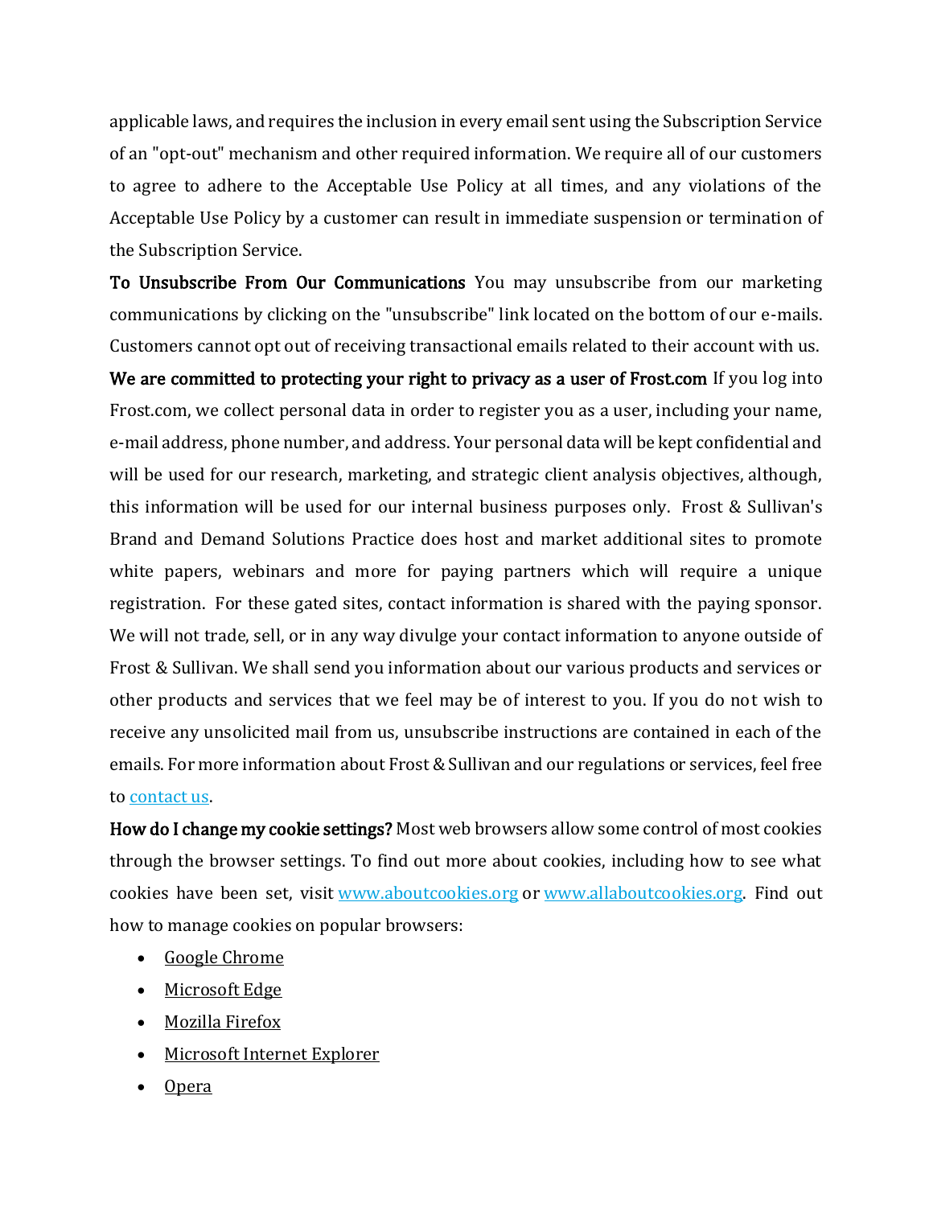applicable laws, and requires the inclusion in every email sent using the Subscription Service of an "opt-out" mechanism and other required information. We require all of our customers to agree to adhere to the Acceptable Use Policy at all times, and any violations of the Acceptable Use Policy by a customer can result in immediate suspension or termination of the Subscription Service.

**To Unsubscribe From Our Communications** You may unsubscribe from our marketing communications by clicking on the "unsubscribe" link located on the bottom of our e-mails. Customers cannot opt out of receiving transactional emails related to their account with us.

**We are committed to protecting your right to privacy as a user of Frost.com** If you log into Frost.com, we collect personal data in order to register you as a user, including your name, e-mail address, phone number, and address. Your personal data will be kept confidential and will be used for our research, marketing, and strategic client analysis objectives, although, this information will be used for our internal business purposes only. Frost & Sullivan's Brand and Demand Solutions Practice does host and market additional sites to promote white papers, webinars and more for paying partners which will require a unique registration. For these gated sites, contact information is shared with the paying sponsor. We will not trade, sell, or in any way divulge your contact information to anyone outside of Frost & Sullivan. We shall send you information about our various products and services or other products and services that we feel may be of interest to you. If you do not wish to receive any unsolicited mail from us, unsubscribe instructions are contained in each of the emails. For more information about Frost & Sullivan and our regulations or services, feel free to contact us.

**How do I change my cookie settings?** Most web browsers allow some control of most cookies through the browser settings. To find out more about cookies, including how to see what cookies have been set, visit www.aboutcookies.org or www.allaboutcookies.org. Find out how to manage cookies on popular browsers:

- Google Chrome
- Microsoft Edge
- Mozilla Firefox
- Microsoft Internet Explorer
- Opera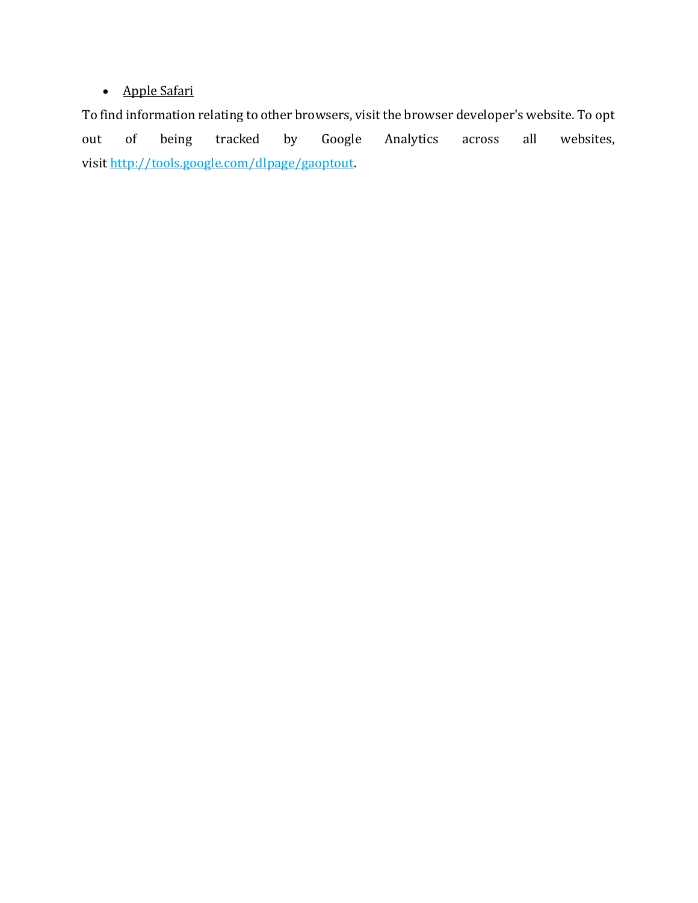- Apple Safari

To find information relating to other browsers, visit the browser developer's website. To opt out of being tracked by Google Analytics across all websites, visit http://tools.google.com/dlpage/gaoptout.